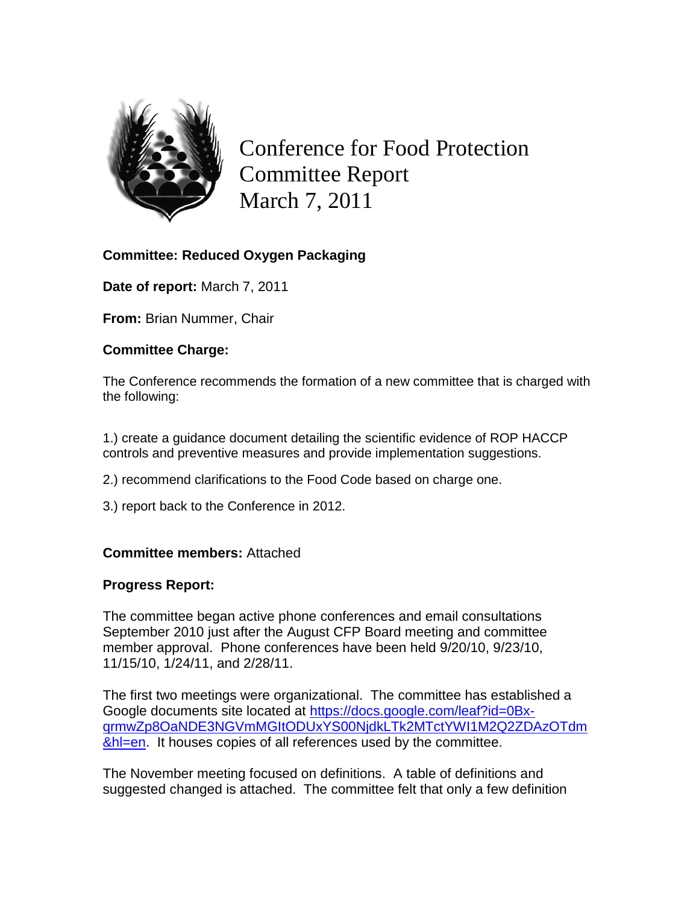# Conference for Food Protection Committee Report March 7, 2011

**Committee: Reduced Oxygen Packaging**

**Date of report:** March 7, 2011

**From:** Brian Nummer, Chair

**Committee Charge:**

The Conference recommends the formation of a new committee that is charged with the following:

1.) create a guidance document detailing the scientific evidence of ROP HACCP controls and preventive measures and provide implementation suggestions.

2.) recommend clarifications to the Food Code based on charge one.

3.) report back to the Conference in 2012.

**Committee members:** Attached

**Progress Report:**

The committee began active phone conferences and email consultations September 2010 just after the August CFP Board meeting and committee member approval. Phone conferences have been held 9/20/10, 9/23/10, 11/15/10, 1/24/11, and 2/28/11.

The first two meetings were organizational. The committee has established a Google documents site located at https://docs.google.com/leaf?id=0Bx-qrmwZp8OaNDE3NGVmMGItODUxYS00NjdkLTk2MTctYWI1M2Q2ZDAzOTdm&hl=en. It houses copies of all references used by the committee.

The November meeting focused on definitions. A table of definitions and suggested changed is attached. The committee felt that only a few definition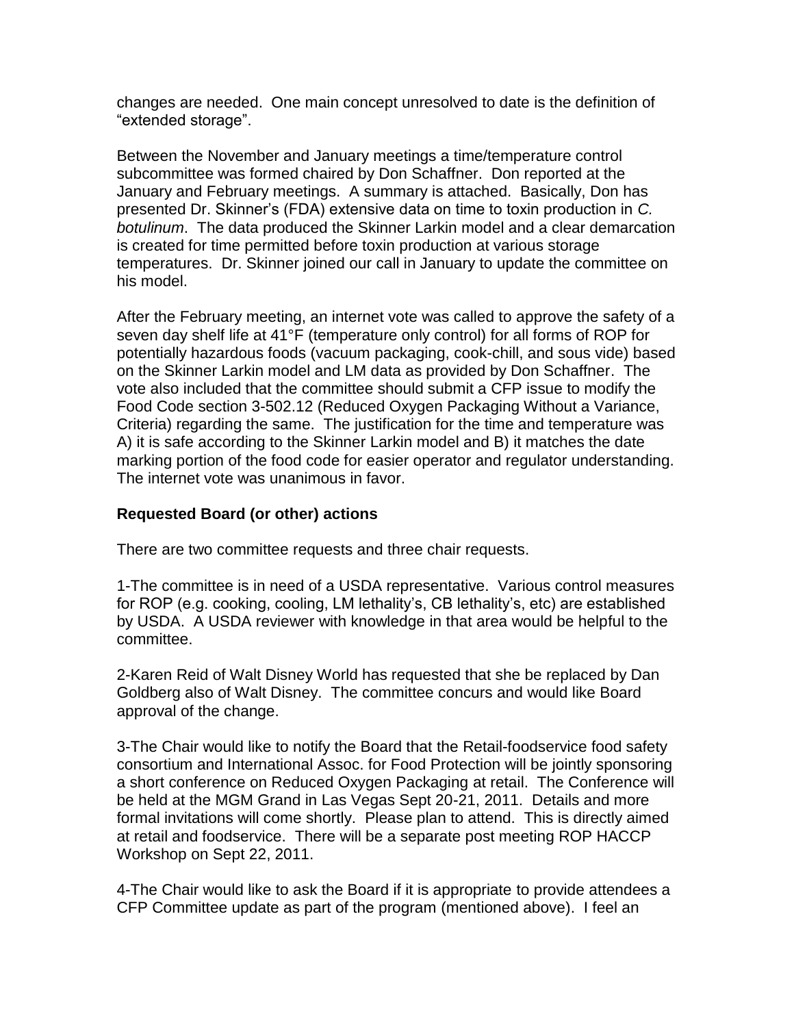changes are needed. One main concept unresolved to date is the definition of "extended storage".

Between the November and January meetings a time/temperature control subcommittee was formed chaired by Don Schaffner. Don reported at the January and February meetings. A summary is attached. Basically, Don has presented Dr. Skinner's (FDA) extensive data on time to toxin production in *C. botulinum*. The data produced the Skinner Larkin model and a clear demarcation is created for time permitted before toxin production at various storage temperatures. Dr. Skinner joined our call in January to update the committee on his model.

After the February meeting, an internet vote was called to approve the safety of a seven day shelf life at 41°F (temperature only control) for all forms of ROP for potentially hazardous foods (vacuum packaging, cook-chill, and sous vide) based on the Skinner Larkin model and LM data as provided by Don Schaffner. The vote also included that the committee should submit a CFP issue to modify the Food Code section 3-502.12 (Reduced Oxygen Packaging Without a Variance, Criteria) regarding the same. The justification for the time and temperature was A) it is safe according to the Skinner Larkin model and B) it matches the date marking portion of the food code for easier operator and regulator understanding. The internet vote was unanimous in favor.

**Requested Board (or other) actions**

There are two committee requests and three chair requests.

1-The committee is in need of a USDA representative. Various control measures for ROP (e.g. cooking, cooling, LM lethality's, CB lethality's, etc) are established by USDA. A USDA reviewer with knowledge in that area would be helpful to the committee.

2-Karen Reid of Walt Disney World has requested that she be replaced by Dan Goldberg also of Walt Disney. The committee concurs and would like Board approval of the change.

3-The Chair would like to notify the Board that the Retail-foodservice food safety consortium and International Assoc. for Food Protection will be jointly sponsoring a short conference on Reduced Oxygen Packaging at retail. The Conference will be held at the MGM Grand in Las Vegas Sept 20-21, 2011. Details and more formal invitations will come shortly. Please plan to attend. This is directly aimed at retail and foodservice. There will be a separate post meeting ROP HACCP Workshop on Sept 22, 2011.

4-The Chair would like to ask the Board if it is appropriate to provide attendees a CFP Committee update as part of the program (mentioned above). I feel an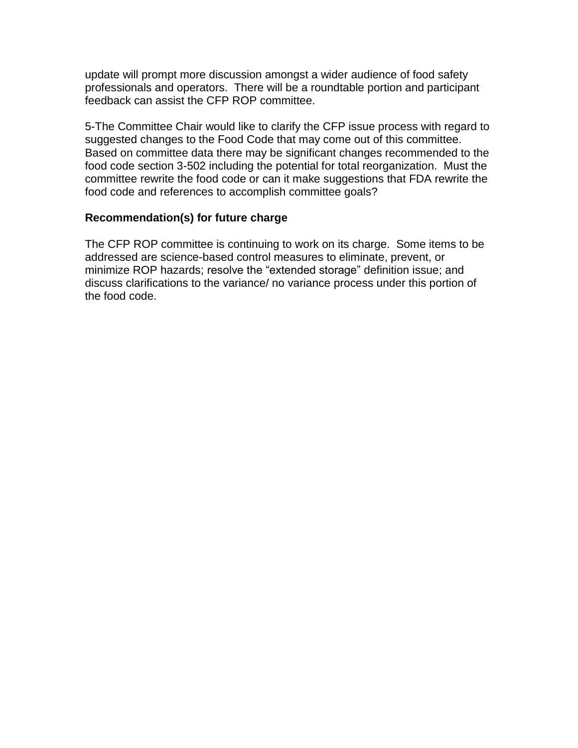update will prompt more discussion amongst a wider audience of food safety professionals and operators. There will be a roundtable portion and participant feedback can assist the CFP ROP committee.

5-The Committee Chair would like to clarify the CFP issue process with regard to suggested changes to the Food Code that may come out of this committee. Based on committee data there may be significant changes recommended to the food code section 3-502 including the potential for total reorganization. Must the committee rewrite the food code or can it make suggestions that FDA rewrite the food code and references to accomplish committee goals?

**Recommendation(s) for future charge**

The CFP ROP committee is continuing to work on its charge. Some items to be addressed are science-based control measures to eliminate, prevent, or minimize ROP hazards; resolve the "extended storage" definition issue; and discuss clarifications to the variance/ no variance process under this portion of the food code.